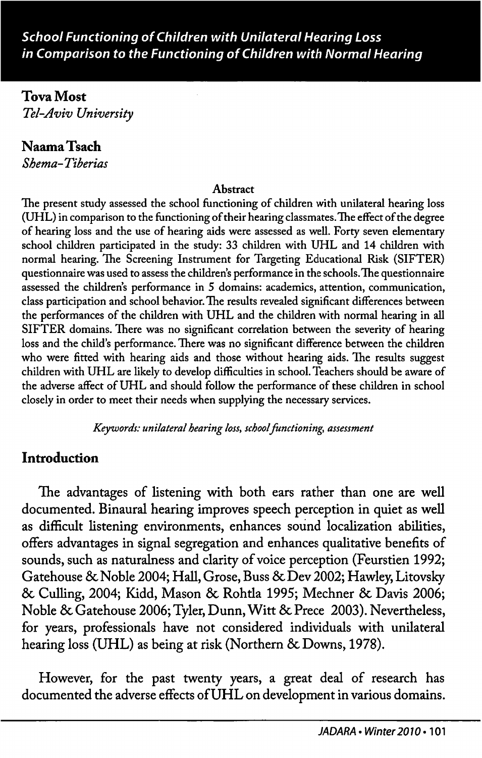# School Functioning of Children with Unilateral Hearing Loss in Comparison to the Functioning of Children with Normal Hearing

**Tova Most**
*Tel-Aviv University*

**Naama Tsach**
*Shema-Tiberias*

### Abstract

The present study assessed the school functioning of children with unilateral hearing loss (UHL) in comparison to the functioning of their hearing classmates. The effect of the degree of hearing loss and the use of hearing aids were assessed as well. Forty seven elementary school children participated in the study: 33 children with UHL and 14 children with normal hearing. The Screening Instrument for Targeting Educational Risk (SIFTER) questionnaire was used to assess the children's performance in the schools. The questionnaire assessed the children's performance in 5 domains: academics, attention, communication, class participation and school behavior. The results revealed significant differences between the performances of the children with UHL and the children with normal hearing in all SIFTER domains. There was no significant correlation between the severity of hearing loss and the child's performance. There was no significant difference between the children who were fitted with hearing aids and those without hearing aids. The results suggest children with UHL are likely to develop difficulties in school. Teachers should be aware of the adverse affect of UHL and should follow the performance of these children in school closely in order to meet their needs when supplying the necessary services.

*Keywords: unilateral hearing loss, school functioning, assessment*

## Introduction

The advantages of listening with both ears rather than one are well documented. Binaural hearing improves speech perception in quiet as well as difficult listening environments, enhances sound localization abilities, offers advantages in signal segregation and enhances qualitative benefits of sounds, such as naturalness and clarity of voice perception (Feurstien 1992; Gatehouse & Noble 2004; Hall, Grose, Buss & Dev 2002; Hawley, Litovsky & Culling, 2004; Kidd, Mason & Rohtla 1995; Mechner & Davis 2006; Noble & Gatehouse 2006; Tyler, Dunn, Witt & Prece 2003). Nevertheless, for years, professionals have not considered individuals with unilateral hearing loss (UHL) as being at risk (Northern & Downs, 1978).

However, for the past twenty years, a great deal of research has documented the adverse effects of UHL on development in various domains.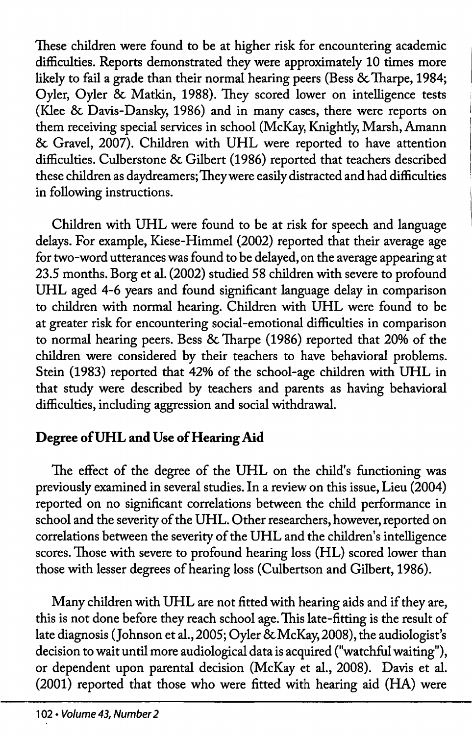These children were found to be at higher risk for encountering academic difficulties. Reports demonstrated they were approximately 10 times more likely to fail a grade than their normal hearing peers (Bess & Tharpe, 1984; Oyler, Oyler & Matkin, 1988). They scored lower on intelligence tests (Klee & Davis-Dansky, 1986) and in many cases, there were reports on them receiving special services in school (McKay, Knightly, Marsh, Amann & Gravel, 2007). Children with UHL were reported to have attention difficulties. Culberstone & Gilbert (1986) reported that teachers described these children as daydreamers; They were easily distracted and had difficulties in following instructions.

Children with UHL were found to be at risk for speech and language delays. For example, Kiese-Himmel (2002) reported that their average age for two-word utterances was found to be delayed, on the average appearing at 23.5 months. Borg et al. (2002) studied 58 children with severe to profound UHL aged 4-6 years and found significant language delay in comparison to children with normal hearing. Children with UHL were found to be at greater risk for encountering social-emotional difficulties in comparison to normal hearing peers. Bess & Tharpe (1986) reported that 20% of the children were considered by their teachers to have behavioral problems. Stein (1983) reported that 42% of the school-age children with UHL in that study were described by teachers and parents as having behavioral difficulties, including aggression and social withdrawal.

## Degree of UHL and Use of Hearing Aid

The effect of the degree of the UHL on the child's functioning was previously examined in several studies. In a review on this issue, Lieu (2004) reported on no significant correlations between the child performance in school and the severity of the UHL. Other researchers, however, reported on correlations between the severity of the UHL and the children's intelligence scores. Those with severe to profound hearing loss (HL) scored lower than those with lesser degrees of hearing loss (Culbertson and Gilbert, 1986).

Many children with UHL are not fitted with hearing aids and if they are, this is not done before they reach school age. This late-fitting is the result of late diagnosis (Johnson et al., 2005; Oyler & McKay, 2008), the audiologist's decision to wait until more audiological data is acquired ("watchful waiting"), or dependent upon parental decision (McKay et al., 2008). Davis et al. (2001) reported that those who were fitted with hearing aid (HA) were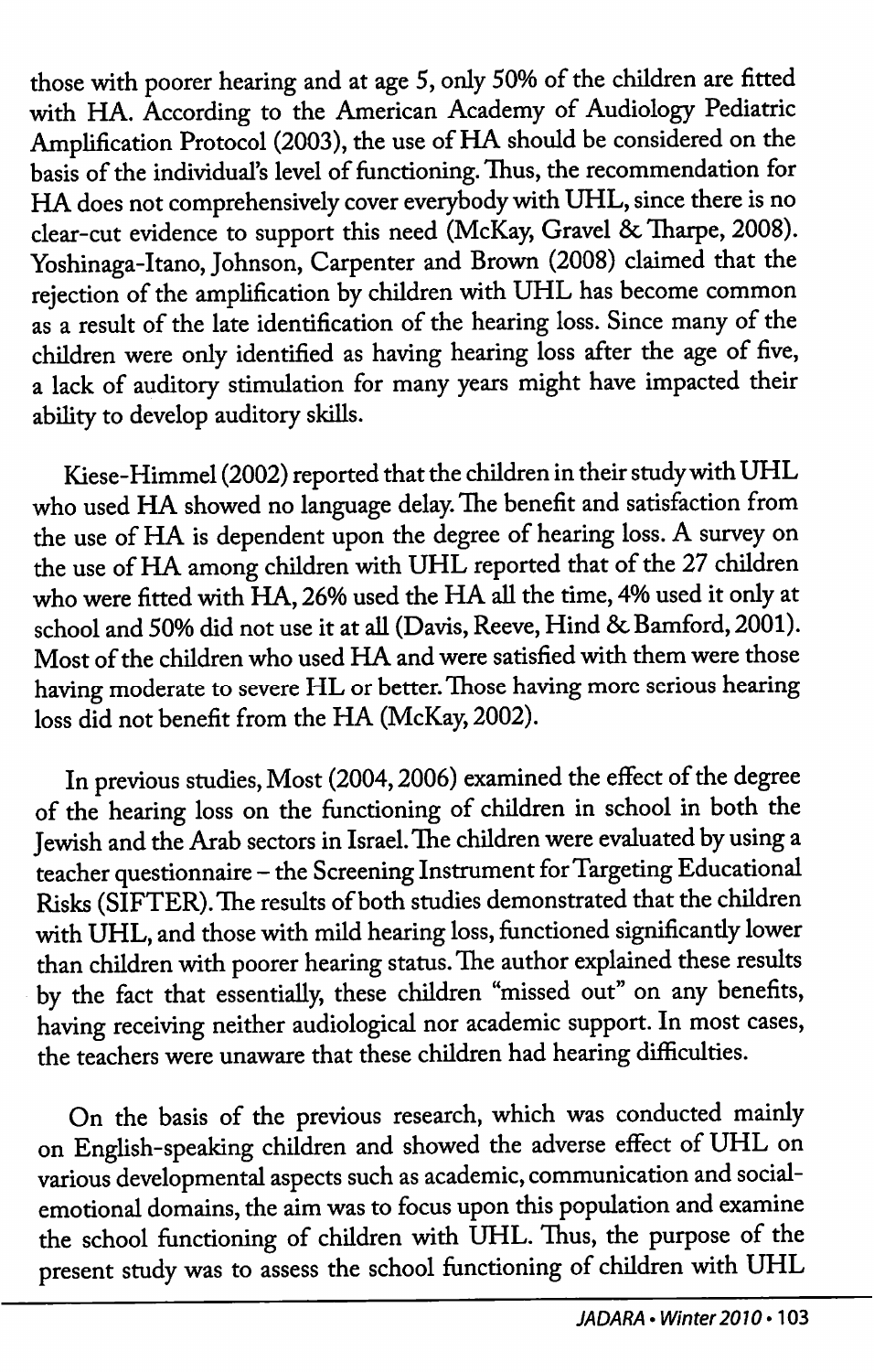those with poorer hearing and at age 5, only 50% of the children are fitted with HA. According to the American Academy of Audiology Pediatric Amplification Protocol (2003), the use of HA should be considered on the basis of the individual's level of functioning. Thus, the recommendation for HA does not comprehensively cover everybody with UHL, since there is no clear-cut evidence to support this need (McKay, Gravel & Tharpe, 2008). Yoshinaga-Itano, Johnson, Carpenter and Brown (2008) claimed that the rejection of the amplification by children with UHL has become common as a result of the late identification of the hearing loss. Since many of the children were only identified as having hearing loss after the age of five, a lack of auditory stimulation for many years might have impacted their ability to develop auditory skills.

Kiese-Himmel (2002) reported that the children in their study with UHL who used HA showed no language delay. The benefit and satisfaction from the use of HA is dependent upon the degree of hearing loss. A survey on the use of HA among children with UHL reported that of the 27 children who were fitted with HA, 26% used the HA all the time, 4% used it only at school and 50% did not use it at all (Davis, Reeve, Hind & Bamford, 2001). Most of the children who used HA and were satisfied with them were those having moderate to severe HL or better. Those having more serious hearing loss did not benefit from the HA (McKay, 2002).

In previous studies, Most (2004, 2006) examined the effect of the degree of the hearing loss on the functioning of children in school in both the Jewish and the Arab sectors in Israel. The children were evaluated by using a teacher questionnaire – the Screening Instrument for Targeting Educational Risks (SIFTER). The results of both studies demonstrated that the children with UHL, and those with mild hearing loss, functioned significantly lower than children with poorer hearing status. The author explained these results by the fact that essentially, these children "missed out" on any benefits, having receiving neither audiological nor academic support. In most cases, the teachers were unaware that these children had hearing difficulties.

On the basis of the previous research, which was conducted mainly on English-speaking children and showed the adverse effect of UHL on various developmental aspects such as academic, communication and social-emotional domains, the aim was to focus upon this population and examine the school functioning of children with UHL. Thus, the purpose of the present study was to assess the school functioning of children with UHL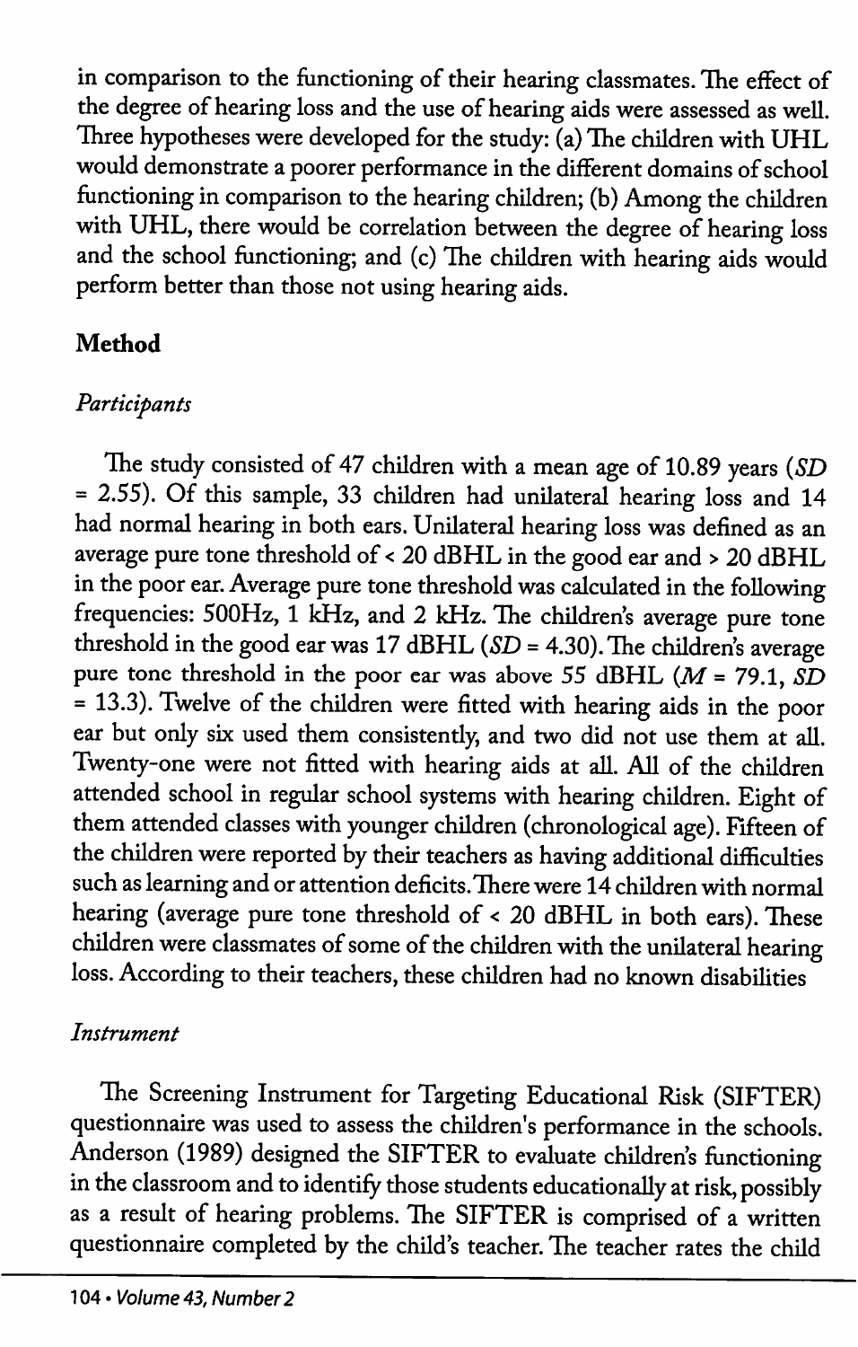in comparison to the functioning of their hearing classmates. The effect of the degree of hearing loss and the use of hearing aids were assessed as well. Three hypotheses were developed for the study: (a) The children with UHL would demonstrate a poorer performance in the different domains of school functioning in comparison to the hearing children; (b) Among the children with UHL, there would be correlation between the degree of hearing loss and the school functioning; and (c) The children with hearing aids would perform better than those not using hearing aids.

## Method

### *Participants*

The study consisted of 47 children with a mean age of 10.89 years ($SD$ = 2.55). Of this sample, 33 children had unilateral hearing loss and 14 had normal hearing in both ears. Unilateral hearing loss was defined as an average pure tone threshold of < 20 dBHL in the good ear and > 20 dBHL in the poor ear. Average pure tone threshold was calculated in the following frequencies: 500Hz, 1 kHz, and 2 kHz. The children's average pure tone threshold in the good ear was 17 dBHL ($SD$ = 4.30). The children's average pure tone threshold in the poor ear was above 55 dBHL ($M$ = 79.1, $SD$ = 13.3). Twelve of the children were fitted with hearing aids in the poor ear but only six used them consistently, and two did not use them at all. Twenty-one were not fitted with hearing aids at all. All of the children attended school in regular school systems with hearing children. Eight of them attended classes with younger children (chronological age). Fifteen of the children were reported by their teachers as having additional difficulties such as learning and or attention deficits. There were 14 children with normal hearing (average pure tone threshold of < 20 dBHL in both ears). These children were classmates of some of the children with the unilateral hearing loss. According to their teachers, these children had no known disabilities

### *Instrument*

The Screening Instrument for Targeting Educational Risk (SIFTER) questionnaire was used to assess the children's performance in the schools. Anderson (1989) designed the SIFTER to evaluate children's functioning in the classroom and to identify those students educationally at risk, possibly as a result of hearing problems. The SIFTER is comprised of a written questionnaire completed by the child's teacher. The teacher rates the child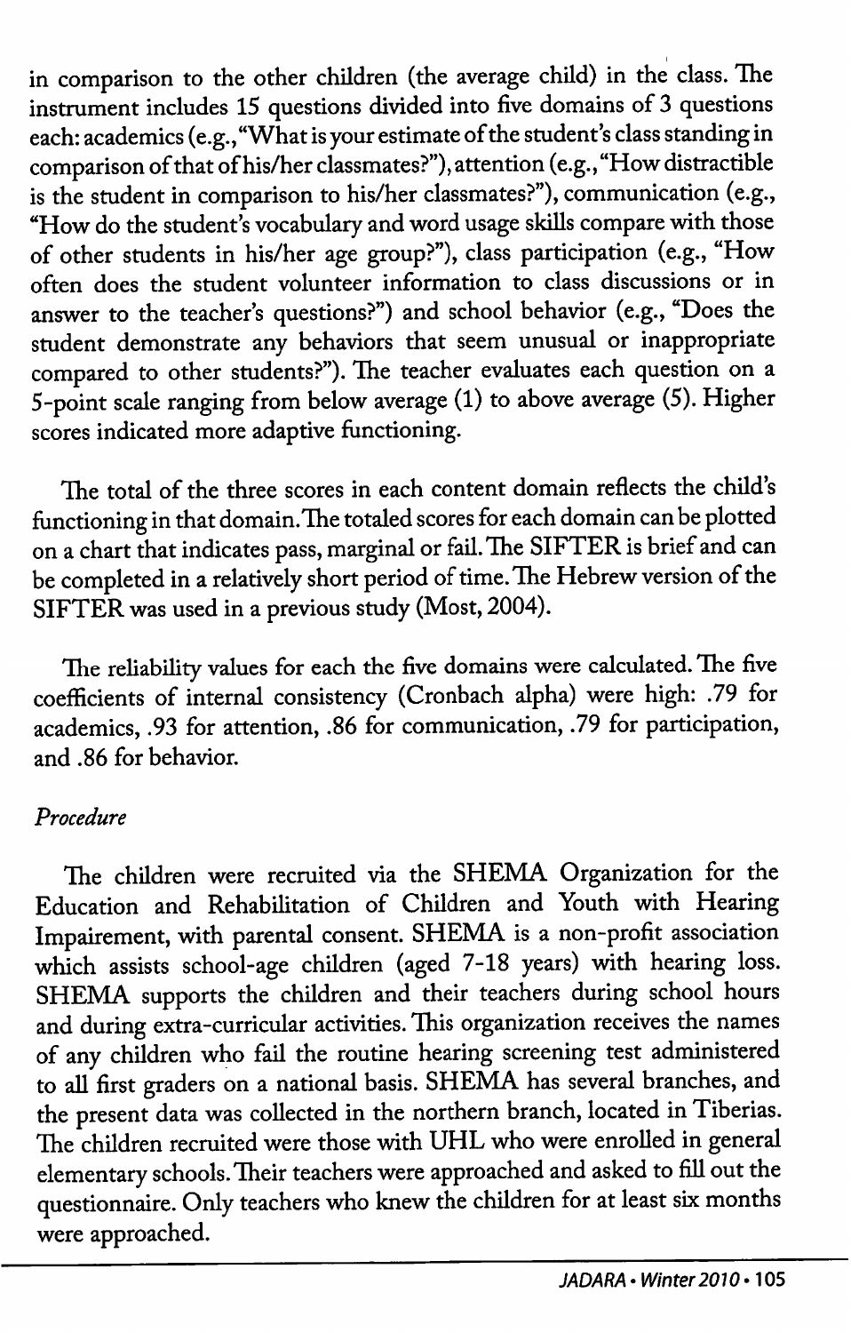in comparison to the other children (the average child) in the class. The instrument includes 15 questions divided into five domains of 3 questions each: academics (e.g., "What is your estimate of the student's class standing in comparison of that of his/her classmates?"), attention (e.g., "How distractible is the student in comparison to his/her classmates?"), communication (e.g., "How do the student's vocabulary and word usage skills compare with those of other students in his/her age group?"), class participation (e.g., "How often does the student volunteer information to class discussions or in answer to the teacher's questions?") and school behavior (e.g., "Does the student demonstrate any behaviors that seem unusual or inappropriate compared to other students?"). The teacher evaluates each question on a 5-point scale ranging from below average (1) to above average (5). Higher scores indicated more adaptive functioning.

The total of the three scores in each content domain reflects the child's functioning in that domain. The totaled scores for each domain can be plotted on a chart that indicates pass, marginal or fail. The SIFTER is brief and can be completed in a relatively short period of time. The Hebrew version of the SIFTER was used in a previous study (Most, 2004).

The reliability values for each the five domains were calculated. The five coefficients of internal consistency (Cronbach alpha) were high: .79 for academics, .93 for attention, .86 for communication, .79 for participation, and .86 for behavior.

*Procedure*

The children were recruited via the SHEMA Organization for the Education and Rehabilitation of Children and Youth with Hearing Impairement, with parental consent. SHEMA is a non-profit association which assists school-age children (aged 7-18 years) with hearing loss. SHEMA supports the children and their teachers during school hours and during extra-curricular activities. This organization receives the names of any children who fail the routine hearing screening test administered to all first graders on a national basis. SHEMA has several branches, and the present data was collected in the northern branch, located in Tiberias. The children recruited were those with UHL who were enrolled in general elementary schools. Their teachers were approached and asked to fill out the questionnaire. Only teachers who knew the children for at least six months were approached.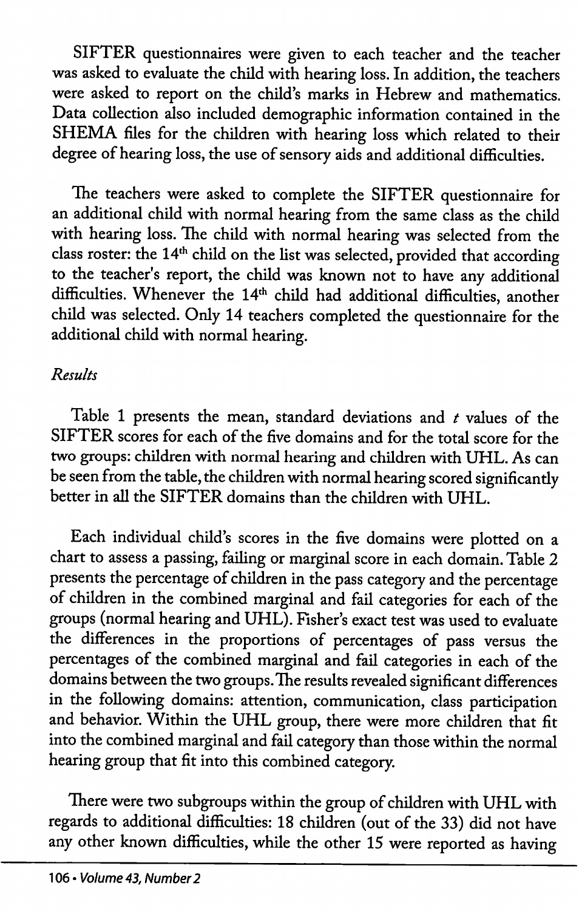SIFTER questionnaires were given to each teacher and the teacher was asked to evaluate the child with hearing loss. In addition, the teachers were asked to report on the child's marks in Hebrew and mathematics. Data collection also included demographic information contained in the SHEMA files for the children with hearing loss which related to their degree of hearing loss, the use of sensory aids and additional difficulties.

The teachers were asked to complete the SIFTER questionnaire for an additional child with normal hearing from the same class as the child with hearing loss. The child with normal hearing was selected from the class roster: the 14th child on the list was selected, provided that according to the teacher's report, the child was known not to have any additional difficulties. Whenever the 14th child had additional difficulties, another child was selected. Only 14 teachers completed the questionnaire for the additional child with normal hearing.

*Results*

Table 1 presents the mean, standard deviations and $t$ values of the SIFTER scores for each of the five domains and for the total score for the two groups: children with normal hearing and children with UHL. As can be seen from the table, the children with normal hearing scored significantly better in all the SIFTER domains than the children with UHL.

Each individual child's scores in the five domains were plotted on a chart to assess a passing, failing or marginal score in each domain. Table 2 presents the percentage of children in the pass category and the percentage of children in the combined marginal and fail categories for each of the groups (normal hearing and UHL). Fisher's exact test was used to evaluate the differences in the proportions of percentages of pass versus the percentages of the combined marginal and fail categories in each of the domains between the two groups. The results revealed significant differences in the following domains: attention, communication, class participation and behavior. Within the UHL group, there were more children that fit into the combined marginal and fail category than those within the normal hearing group that fit into this combined category.

There were two subgroups within the group of children with UHL with regards to additional difficulties: 18 children (out of the 33) did not have any other known difficulties, while the other 15 were reported as having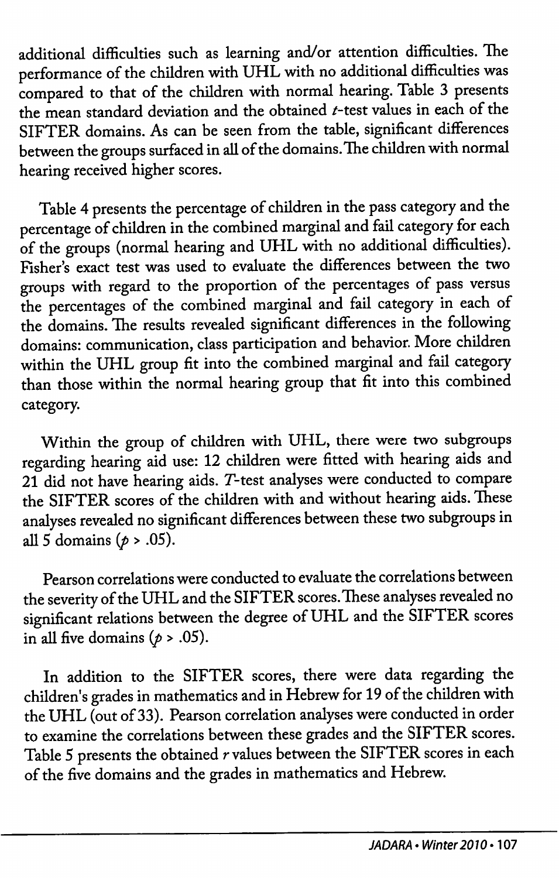additional difficulties such as learning and/or attention difficulties. The performance of the children with UHL with no additional difficulties was compared to that of the children with normal hearing. Table 3 presents the mean standard deviation and the obtained $t$-test values in each of the SIFTER domains. As can be seen from the table, significant differences between the groups surfaced in all of the domains. The children with normal hearing received higher scores.

Table 4 presents the percentage of children in the pass category and the percentage of children in the combined marginal and fail category for each of the groups (normal hearing and UHL with no additional difficulties). Fisher's exact test was used to evaluate the differences between the two groups with regard to the proportion of the percentages of pass versus the percentages of the combined marginal and fail category in each of the domains. The results revealed significant differences in the following domains: communication, class participation and behavior. More children within the UHL group fit into the combined marginal and fail category than those within the normal hearing group that fit into this combined category.

Within the group of children with UHL, there were two subgroups regarding hearing aid use: 12 children were fitted with hearing aids and 21 did not have hearing aids. $T$-test analyses were conducted to compare the SIFTER scores of the children with and without hearing aids. These analyses revealed no significant differences between these two subgroups in all 5 domains ($p > .05$).

Pearson correlations were conducted to evaluate the correlations between the severity of the UHL and the SIFTER scores. These analyses revealed no significant relations between the degree of UHL and the SIFTER scores in all five domains ($p > .05$).

In addition to the SIFTER scores, there were data regarding the children's grades in mathematics and in Hebrew for 19 of the children with the UHL (out of 33). Pearson correlation analyses were conducted in order to examine the correlations between these grades and the SIFTER scores. Table 5 presents the obtained $r$ values between the SIFTER scores in each of the five domains and the grades in mathematics and Hebrew.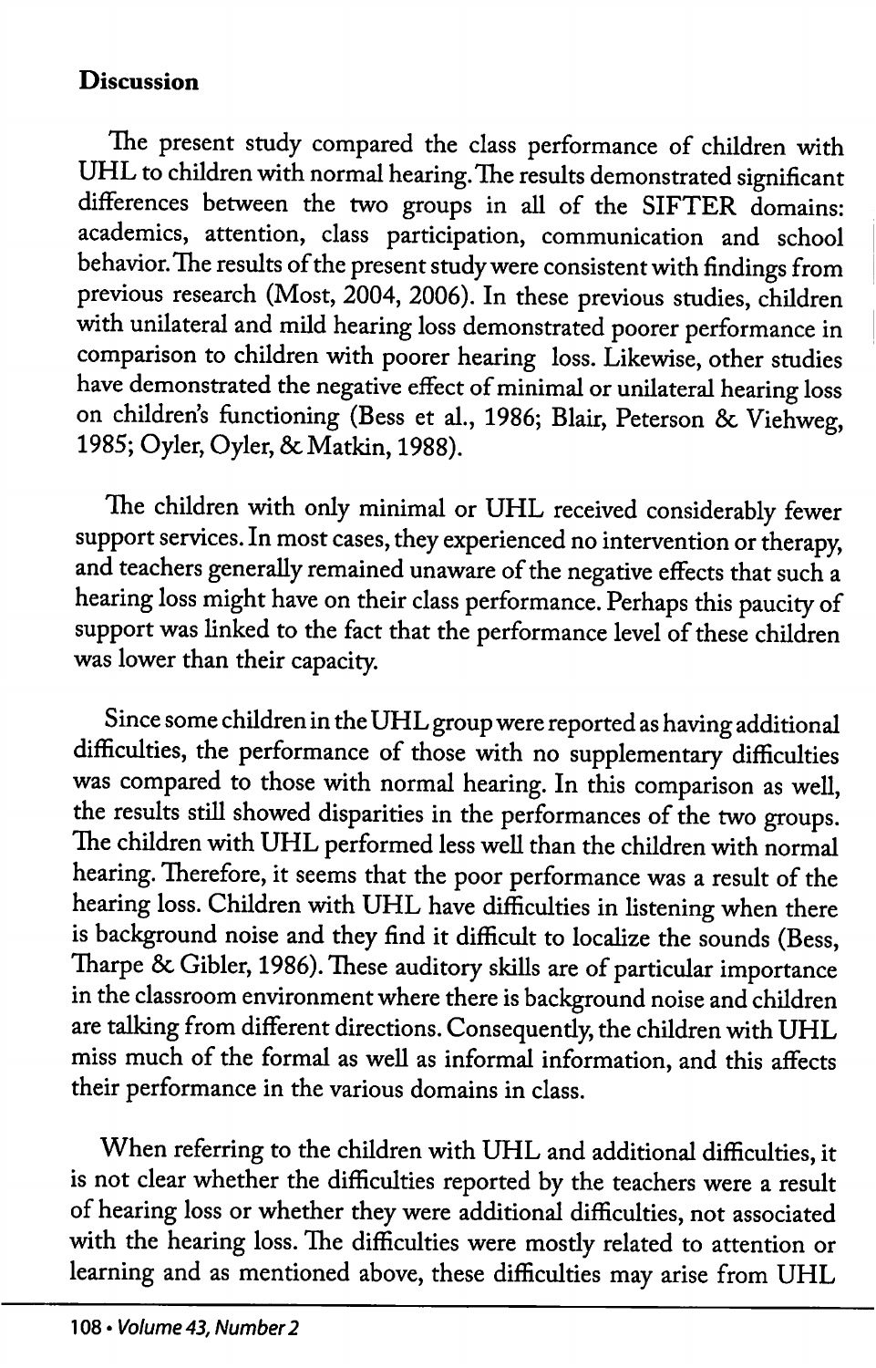## Discussion

The present study compared the class performance of children with UHL to children with normal hearing. The results demonstrated significant differences between the two groups in all of the SIFTER domains: academics, attention, class participation, communication and school behavior. The results of the present study were consistent with findings from previous research (Most, 2004, 2006). In these previous studies, children with unilateral and mild hearing loss demonstrated poorer performance in comparison to children with poorer hearing loss. Likewise, other studies have demonstrated the negative effect of minimal or unilateral hearing loss on children's functioning (Bess et al., 1986; Blair, Peterson & Viehweg, 1985; Oyler, Oyler, & Matkin, 1988).

The children with only minimal or UHL received considerably fewer support services. In most cases, they experienced no intervention or therapy, and teachers generally remained unaware of the negative effects that such a hearing loss might have on their class performance. Perhaps this paucity of support was linked to the fact that the performance level of these children was lower than their capacity.

Since some children in the UHL group were reported as having additional difficulties, the performance of those with no supplementary difficulties was compared to those with normal hearing. In this comparison as well, the results still showed disparities in the performances of the two groups. The children with UHL performed less well than the children with normal hearing. Therefore, it seems that the poor performance was a result of the hearing loss. Children with UHL have difficulties in listening when there is background noise and they find it difficult to localize the sounds (Bess, Tharpe & Gibler, 1986). These auditory skills are of particular importance in the classroom environment where there is background noise and children are talking from different directions. Consequently, the children with UHL miss much of the formal as well as informal information, and this affects their performance in the various domains in class.

When referring to the children with UHL and additional difficulties, it is not clear whether the difficulties reported by the teachers were a result of hearing loss or whether they were additional difficulties, not associated with the hearing loss. The difficulties were mostly related to attention or learning and as mentioned above, these difficulties may arise from UHL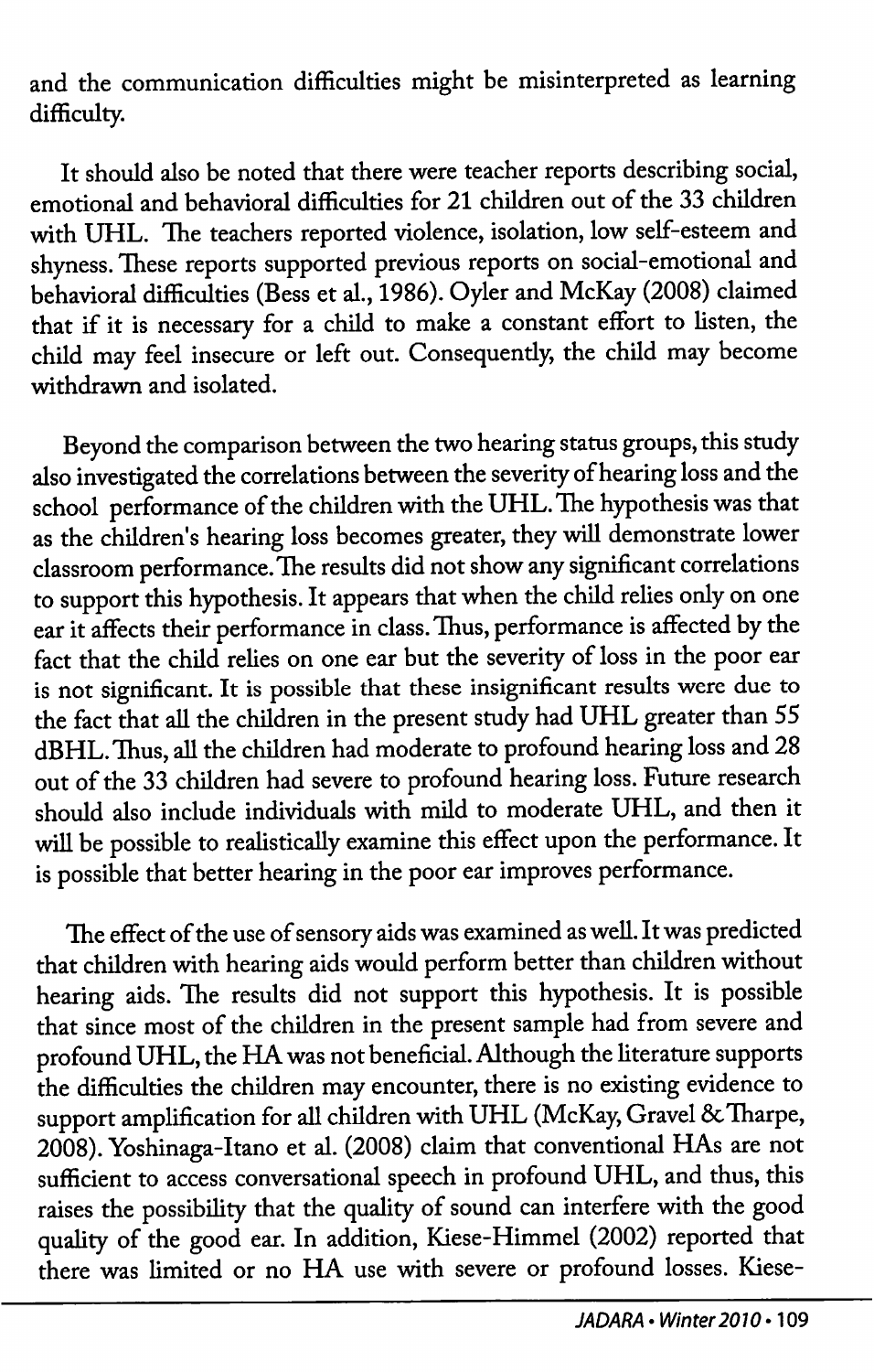and the communication difficulties might be misinterpreted as learning difficulty.

It should also be noted that there were teacher reports describing social, emotional and behavioral difficulties for 21 children out of the 33 children with UHL. The teachers reported violence, isolation, low self-esteem and shyness. These reports supported previous reports on social-emotional and behavioral difficulties (Bess et al., 1986). Oyler and McKay (2008) claimed that if it is necessary for a child to make a constant effort to listen, the child may feel insecure or left out. Consequently, the child may become withdrawn and isolated.

Beyond the comparison between the two hearing status groups, this study also investigated the correlations between the severity of hearing loss and the school performance of the children with the UHL. The hypothesis was that as the children's hearing loss becomes greater, they will demonstrate lower classroom performance. The results did not show any significant correlations to support this hypothesis. It appears that when the child relies only on one ear it affects their performance in class. Thus, performance is affected by the fact that the child relies on one ear but the severity of loss in the poor ear is not significant. It is possible that these insignificant results were due to the fact that all the children in the present study had UHL greater than 55 dBHL. Thus, all the children had moderate to profound hearing loss and 28 out of the 33 children had severe to profound hearing loss. Future research should also include individuals with mild to moderate UHL, and then it will be possible to realistically examine this effect upon the performance. It is possible that better hearing in the poor ear improves performance.

The effect of the use of sensory aids was examined as well. It was predicted that children with hearing aids would perform better than children without hearing aids. The results did not support this hypothesis. It is possible that since most of the children in the present sample had from severe and profound UHL, the HA was not beneficial. Although the literature supports the difficulties the children may encounter, there is no existing evidence to support amplification for all children with UHL (McKay, Gravel & Tharpe, 2008). Yoshinaga-Itano et al. (2008) claim that conventional HAs are not sufficient to access conversational speech in profound UHL, and thus, this raises the possibility that the quality of sound can interfere with the good quality of the good ear. In addition, Kiese-Himmel (2002) reported that there was limited or no HA use with severe or profound losses. Kiese-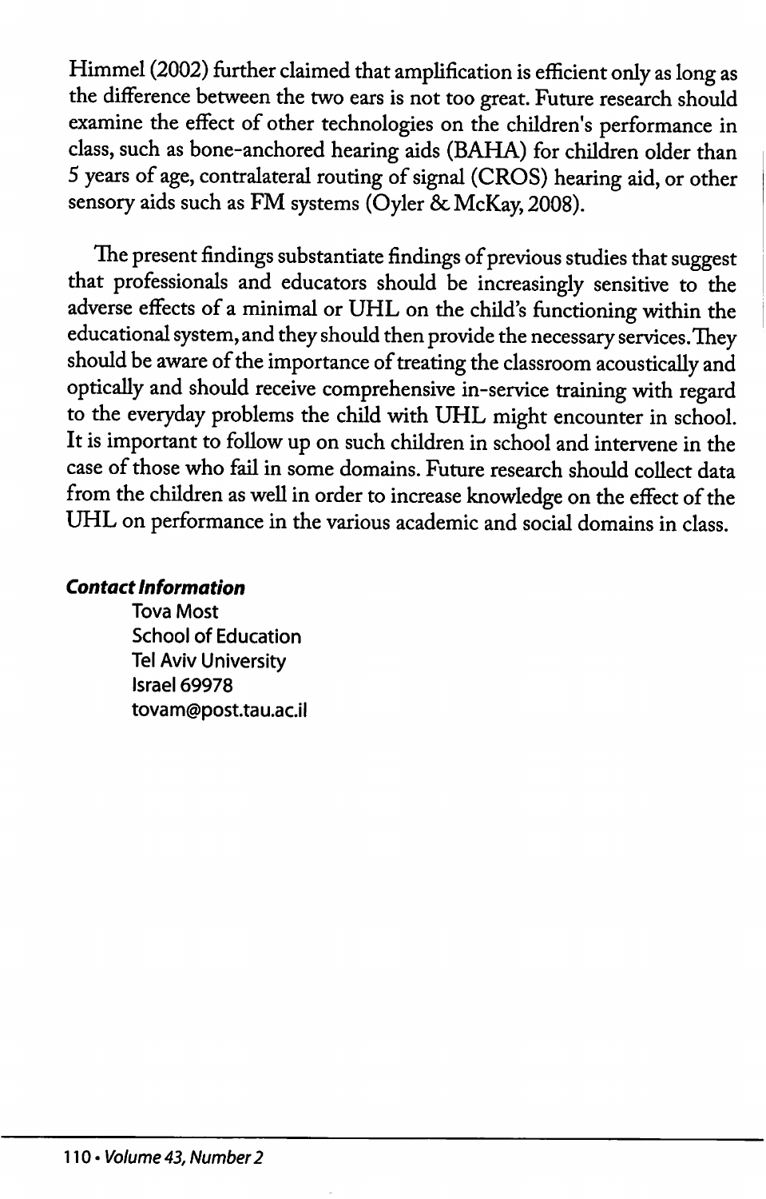Himmel (2002) further claimed that amplification is efficient only as long as the difference between the two ears is not too great. Future research should examine the effect of other technologies on the children's performance in class, such as bone-anchored hearing aids (BAHA) for children older than 5 years of age, contralateral routing of signal (CROS) hearing aid, or other sensory aids such as FM systems (Oyler & McKay, 2008).

The present findings substantiate findings of previous studies that suggest that professionals and educators should be increasingly sensitive to the adverse effects of a minimal or UHL on the child's functioning within the educational system, and they should then provide the necessary services. They should be aware of the importance of treating the classroom acoustically and optically and should receive comprehensive in-service training with regard to the everyday problems the child with UHL might encounter in school. It is important to follow up on such children in school and intervene in the case of those who fail in some domains. Future research should collect data from the children as well in order to increase knowledge on the effect of the UHL on performance in the various academic and social domains in class.

***Contact Information***

Tova Most
School of Education
Tel Aviv University
Israel 69978
tovam@post.tau.ac.il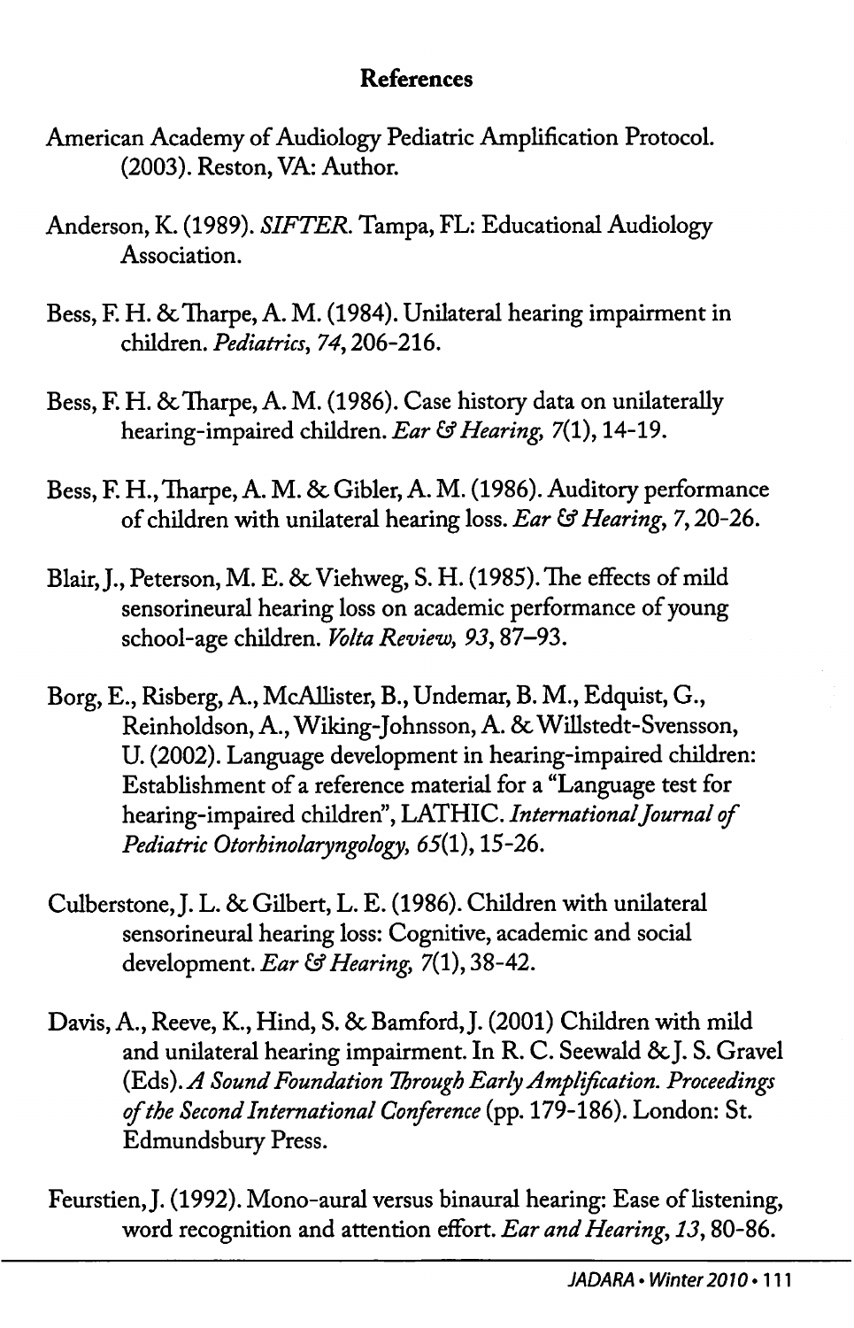## References

American Academy of Audiology Pediatric Amplification Protocol. (2003). Reston, VA: Author.

Anderson, K. (1989). *SIFTER*. Tampa, FL: Educational Audiology Association.

Bess, F. H. & Tharpe, A. M. (1984). Unilateral hearing impairment in children. *Pediatrics, 74*, 206-216.

Bess, F. H. & Tharpe, A. M. (1986). Case history data on unilaterally hearing-impaired children. *Ear & Hearing, 7*(1), 14-19.

Bess, F. H., Tharpe, A. M. & Gibler, A. M. (1986). Auditory performance of children with unilateral hearing loss. *Ear & Hearing, 7*, 20-26.

Blair, J., Peterson, M. E. & Viehweg, S. H. (1985). The effects of mild sensorineural hearing loss on academic performance of young school-age children. *Volta Review, 93*, 87–93.

Borg, E., Risberg, A., McAllister, B., Undemar, B. M., Edquist, G., Reinholdson, A., Wiking-Johnsson, A. & Willstedt-Svensson, U. (2002). Language development in hearing-impaired children: Establishment of a reference material for a "Language test for hearing-impaired children", LATHIC. *International Journal of Pediatric Otorhinolaryngology, 65*(1), 15-26.

Culberstone, J. L. & Gilbert, L. E. (1986). Children with unilateral sensorineural hearing loss: Cognitive, academic and social development. *Ear & Hearing, 7*(1), 38-42.

Davis, A., Reeve, K., Hind, S. & Bamford, J. (2001) Children with mild and unilateral hearing impairment. In R. C. Seewald & J. S. Gravel (Eds). *A Sound Foundation Through Early Amplification. Proceedings of the Second International Conference* (pp. 179-186). London: St. Edmundsbury Press.

Feurstien, J. (1992). Mono-aural versus binaural hearing: Ease of listening, word recognition and attention effort. *Ear and Hearing, 13*, 80-86.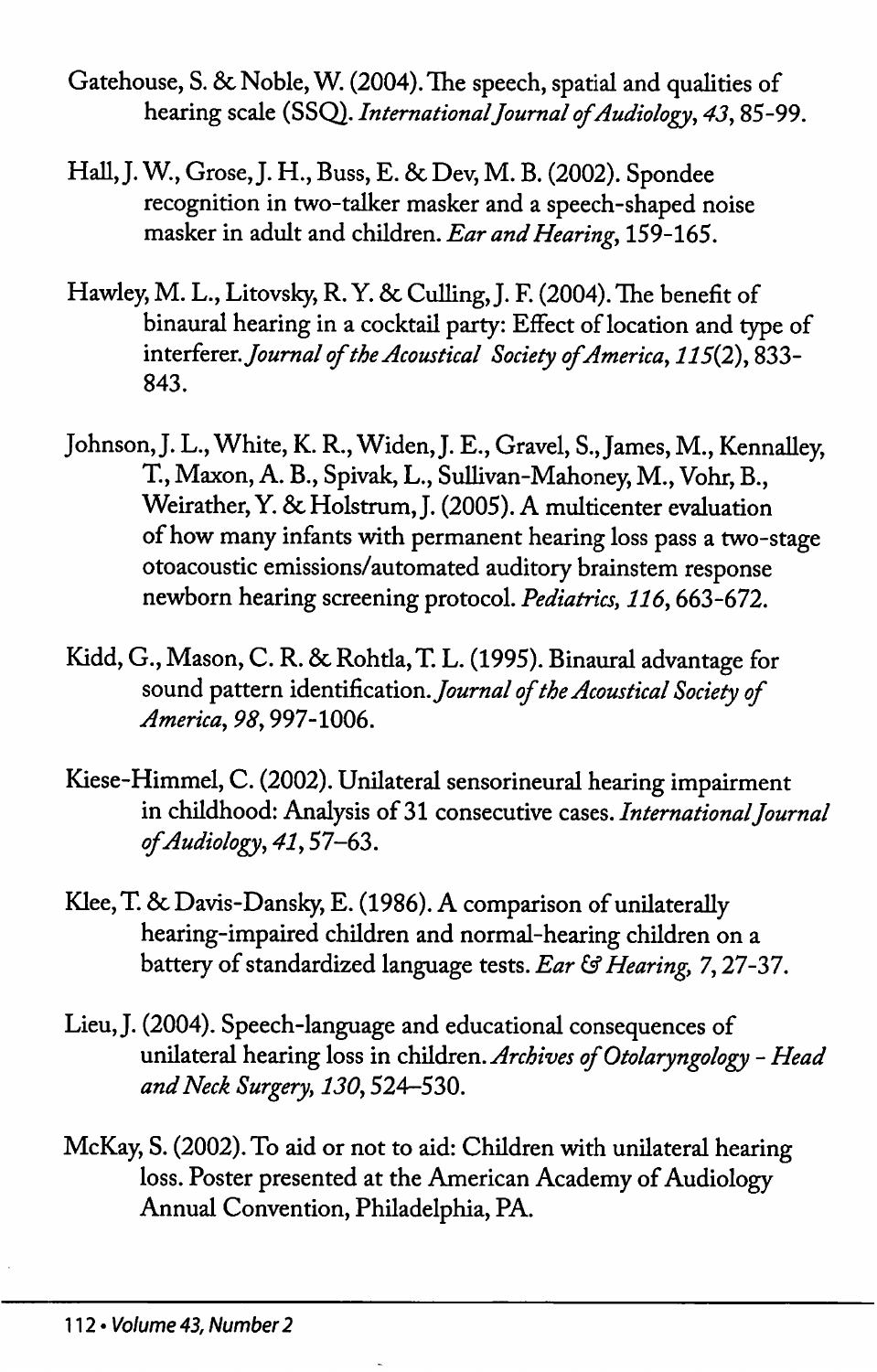Gatehouse, S. & Noble, W. (2004). The speech, spatial and qualities of hearing scale (SSQ). *International Journal of Audiology, 43*, 85-99.

Hall, J. W., Grose, J. H., Buss, E. & Dev, M. B. (2002). Spondee recognition in two-talker masker and a speech-shaped noise masker in adult and children. *Ear and Hearing*, 159-165.

Hawley, M. L., Litovsky, R. Y. & Culling, J. F. (2004). The benefit of binaural hearing in a cocktail party: Effect of location and type of interferer. *Journal of the Acoustical Society of America, 115*(2), 833-843.

Johnson, J. L., White, K. R., Widen, J. E., Gravel, S., James, M., Kennalley, T., Maxon, A. B., Spivak, L., Sullivan-Mahoney, M., Vohr, B., Weirather, Y. & Holstrum, J. (2005). A multicenter evaluation of how many infants with permanent hearing loss pass a two-stage otoacoustic emissions/automated auditory brainstem response newborn hearing screening protocol. *Pediatrics, 116*, 663-672.

Kidd, G., Mason, C. R. & Rohtla, T. L. (1995). Binaural advantage for sound pattern identification. *Journal of the Acoustical Society of America, 98*, 997-1006.

Kiese-Himmel, C. (2002). Unilateral sensorineural hearing impairment in childhood: Analysis of 31 consecutive cases. *International Journal of Audiology, 41*, 57–63.

Klee, T. & Davis-Dansky, E. (1986). A comparison of unilaterally hearing-impaired children and normal-hearing children on a battery of standardized language tests. *Ear & Hearing, 7*, 27-37.

Lieu, J. (2004). Speech-language and educational consequences of unilateral hearing loss in children. *Archives of Otolaryngology - Head and Neck Surgery, 130*, 524–530.

McKay, S. (2002). To aid or not to aid: Children with unilateral hearing loss. Poster presented at the American Academy of Audiology Annual Convention, Philadelphia, PA.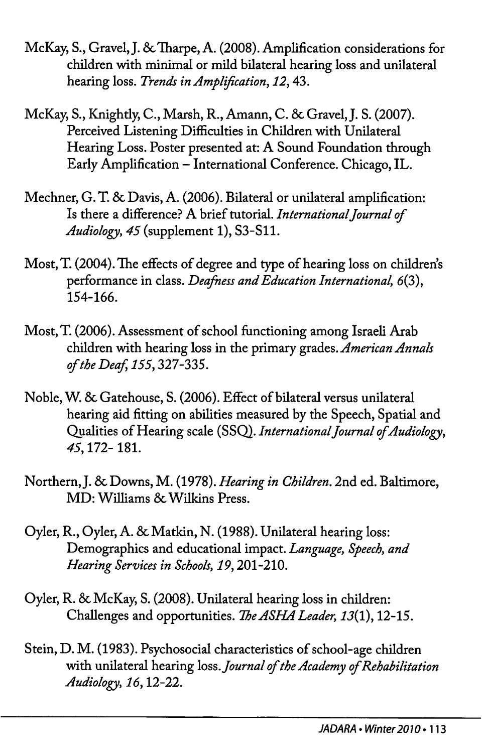McKay, S., Gravel, J. & Tharpe, A. (2008). Amplification considerations for children with minimal or mild bilateral hearing loss and unilateral hearing loss. *Trends in Amplification, 12*, 43.

McKay, S., Knightly, C., Marsh, R., Amann, C. & Gravel, J. S. (2007). Perceived Listening Difficulties in Children with Unilateral Hearing Loss. Poster presented at: A Sound Foundation through Early Amplification – International Conference. Chicago, IL.

Mechner, G. T. & Davis, A. (2006). Bilateral or unilateral amplification: Is there a difference? A brief tutorial. *International Journal of Audiology, 45* (supplement 1), S3-S11.

Most, T. (2004). The effects of degree and type of hearing loss on children's performance in class. *Deafness and Education International, 6*(3), 154-166.

Most, T. (2006). Assessment of school functioning among Israeli Arab children with hearing loss in the primary grades. *American Annals of the Deaf, 155*, 327-335.

Noble, W. & Gatehouse, S. (2006). Effect of bilateral versus unilateral hearing aid fitting on abilities measured by the Speech, Spatial and Qualities of Hearing scale (SSQ). *International Journal of Audiology, 45*, 172- 181.

Northern, J. & Downs, M. (1978). *Hearing in Children*. 2nd ed. Baltimore, MD: Williams & Wilkins Press.

Oyler, R., Oyler, A. & Matkin, N. (1988). Unilateral hearing loss: Demographics and educational impact. *Language, Speech, and Hearing Services in Schools, 19*, 201-210.

Oyler, R. & McKay, S. (2008). Unilateral hearing loss in children: Challenges and opportunities. *The ASHA Leader, 13*(1), 12-15.

Stein, D. M. (1983). Psychosocial characteristics of school-age children with unilateral hearing loss. *Journal of the Academy of Rehabilitation Audiology, 16*, 12-22.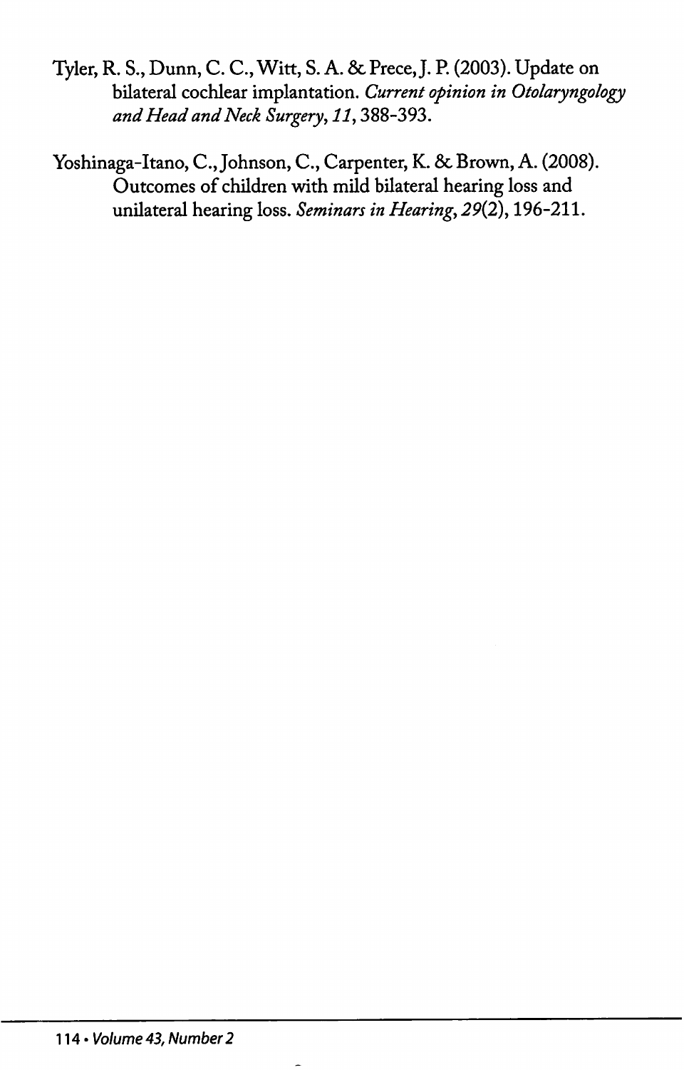Tyler, R. S., Dunn, C. C., Witt, S. A. & Prece, J. P. (2003). Update on bilateral cochlear implantation. *Current opinion in Otolaryngology and Head and Neck Surgery, 11*, 388-393.

Yoshinaga-Itano, C., Johnson, C., Carpenter, K. & Brown, A. (2008). Outcomes of children with mild bilateral hearing loss and unilateral hearing loss. *Seminars in Hearing, 29*(2), 196-211.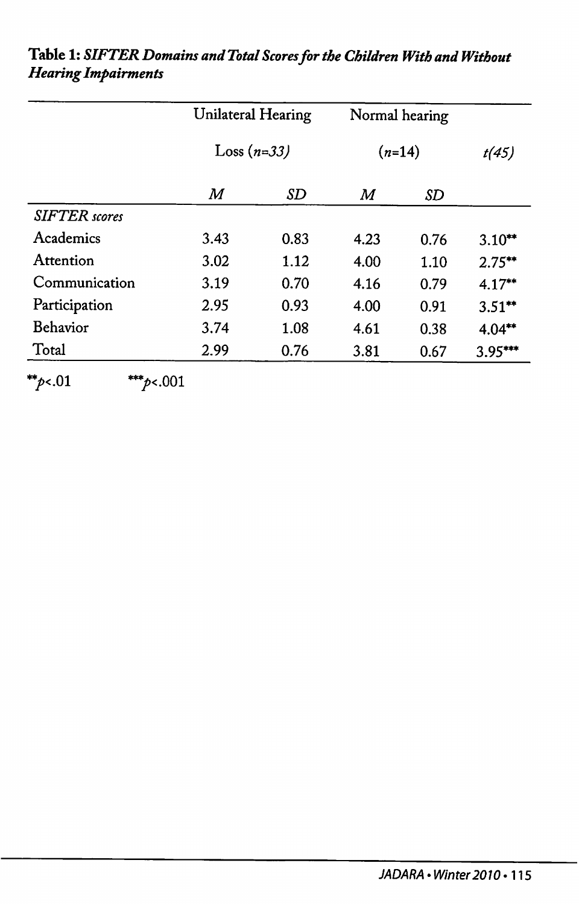**Table 1:** ***SIFTER Domains and Total Scores for the Children With and Without Hearing Impairments***

| | Unilateral Hearing Loss (*n*=33) | | Normal hearing (*n*=14) | | *t(45)* |
|---|---|---|---|---|---|
| | *M* | *SD* | *M* | *SD* | |
| *SIFTER scores* | | | | | |
| Academics | 3.43 | 0.83 | 4.23 | 0.76 | 3.10** |
| Attention | 3.02 | 1.12 | 4.00 | 1.10 | 2.75** |
| Communication | 3.19 | 0.70 | 4.16 | 0.79 | 4.17** |
| Participation | 2.95 | 0.93 | 4.00 | 0.91 | 3.51** |
| Behavior | 3.74 | 1.08 | 4.61 | 0.38 | 4.04** |
| Total | 2.99 | 0.76 | 3.81 | 0.67 | 3.95*** |

**$p<.01$ ***$p<.001$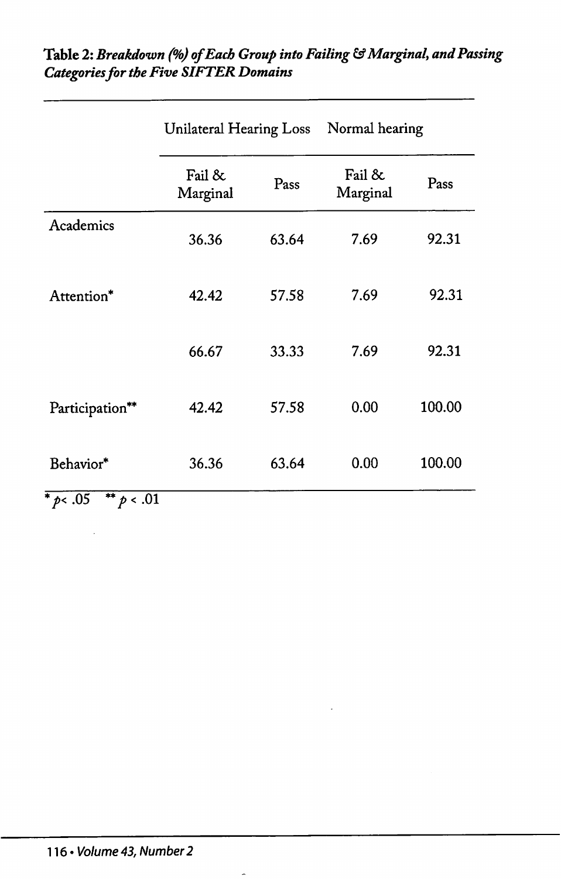**Table 2:** ***Breakdown (%) of Each Group into Failing & Marginal, and Passing Categories for the Five SIFTER Domains***

| | Unilateral Hearing Loss | | Normal hearing | |
|---|---|---|---|---|
| | Fail & Marginal | Pass | Fail & Marginal | Pass |
| Academics | 36.36 | 63.64 | 7.69 | 92.31 |
| Attention* | 42.42 | 57.58 | 7.69 | 92.31 |
| | 66.67 | 33.33 | 7.69 | 92.31 |
| Participation** | 42.42 | 57.58 | 0.00 | 100.00 |
| Behavior* | 36.36 | 63.64 | 0.00 | 100.00 |

* $p < .05$ ** $p < .01$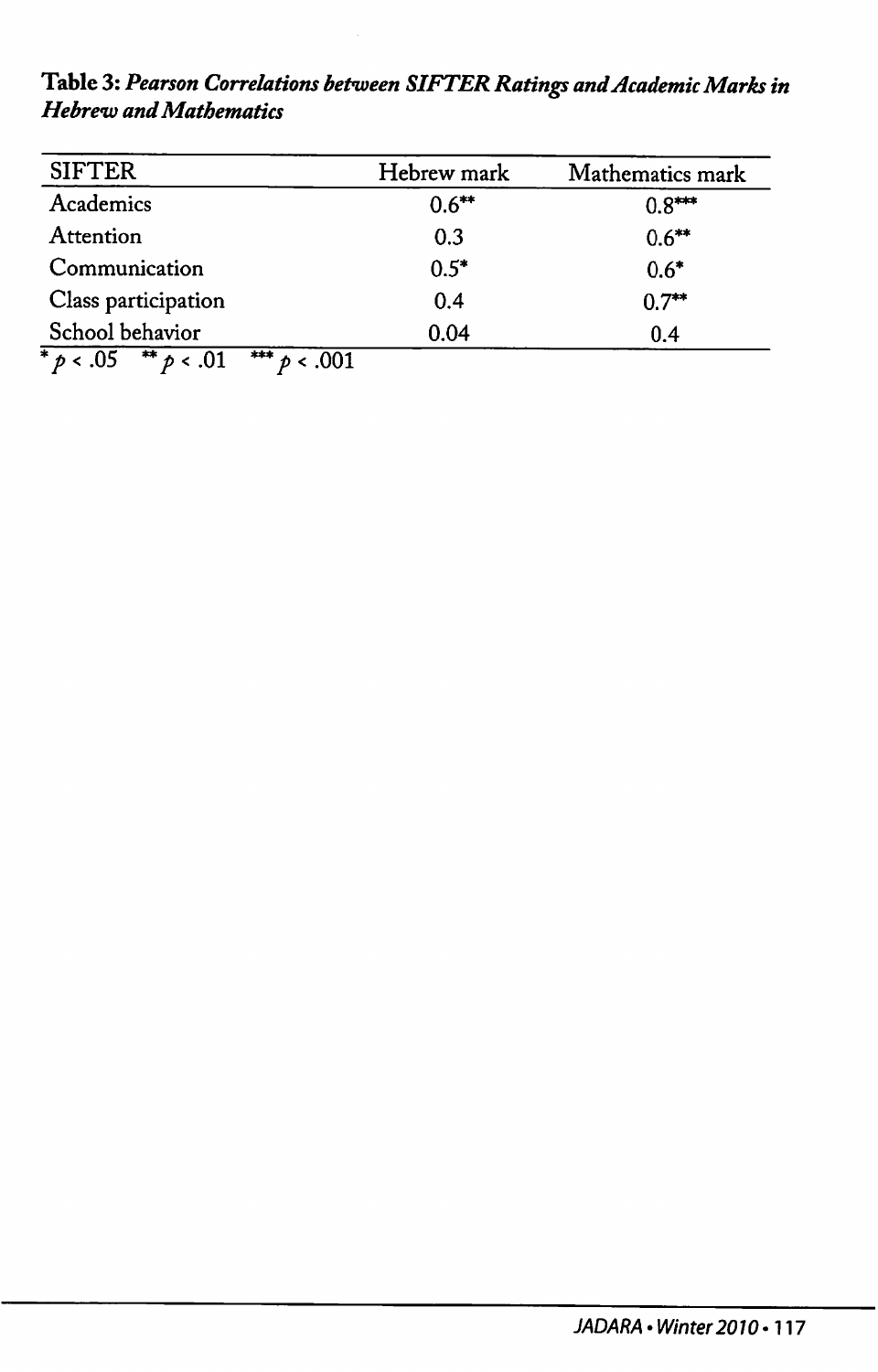**Table 3:** ***Pearson Correlations between SIFTER Ratings and Academic Marks in Hebrew and Mathematics***

| SIFTER | Hebrew mark | Mathematics mark |
|---|---|---|
| Academics | 0.6** | 0.8*** |
| Attention | 0.3 | 0.6** |
| Communication | 0.5* | 0.6* |
| Class participation | 0.4 | 0.7** |
| School behavior | 0.04 | 0.4 |

\* $p < .05$ ** $p < .01$ *** $p < .001$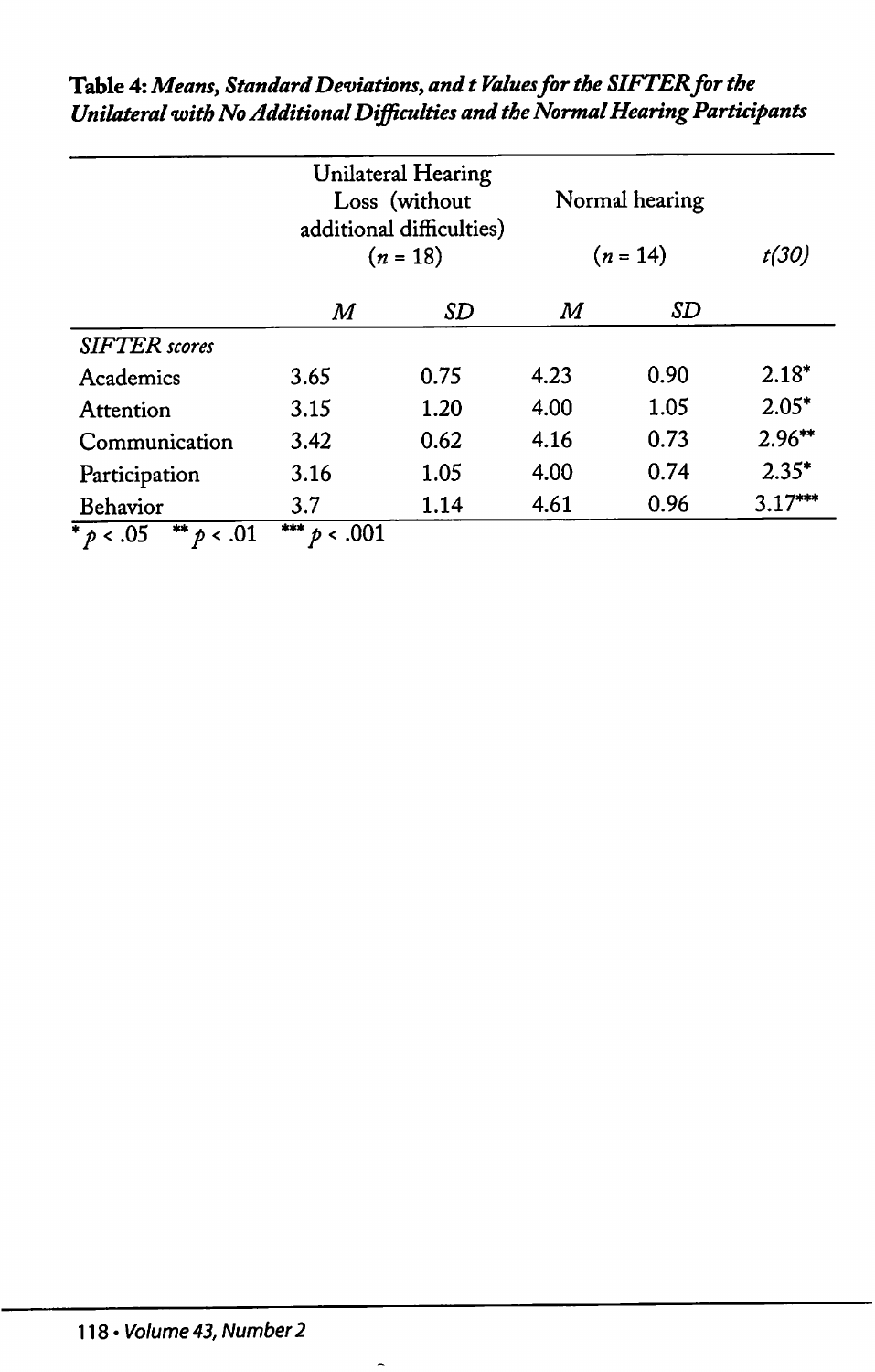**Table 4:** ***Means, Standard Deviations, and t Values for the SIFTER for the Unilateral with No Additional Difficulties and the Normal Hearing Participants***

| | Unilateral Hearing Loss (without additional difficulties) ($n$ = 18) | | Normal hearing ($n$ = 14) | | $t(30)$ |
|---|---|---|---|---|---|
| | *M* | *SD* | *M* | *SD* | |
| *SIFTER scores* | | | | | |
| Academics | 3.65 | 0.75 | 4.23 | 0.90 | 2.18* |
| Attention | 3.15 | 1.20 | 4.00 | 1.05 | 2.05* |
| Communication | 3.42 | 0.62 | 4.16 | 0.73 | 2.96** |
| Participation | 3.16 | 1.05 | 4.00 | 0.74 | 2.35* |
| Behavior | 3.7 | 1.14 | 4.61 | 0.96 | 3.17*** |

\* $p < .05$ ** $p < .01$ *** $p < .001$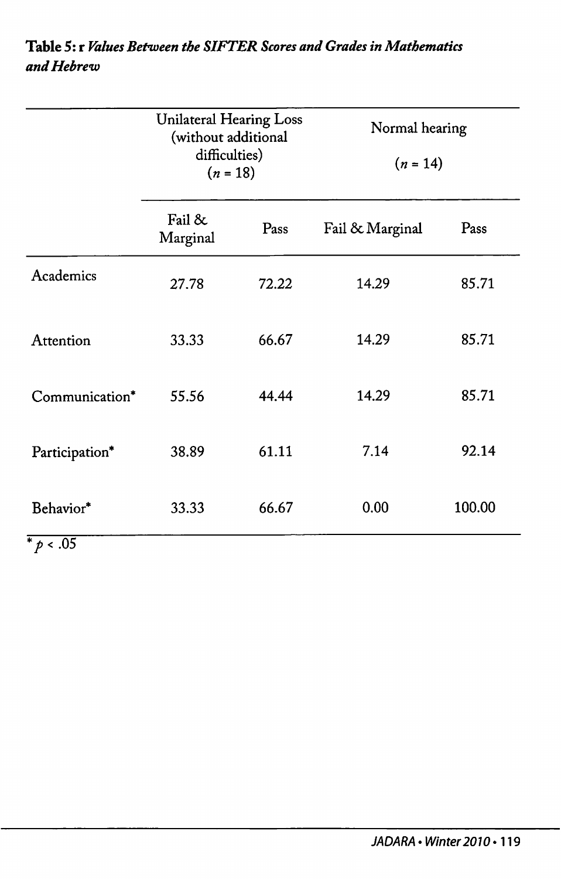**Table 5:** r *Values Between the SIFTER Scores and Grades in Mathematics and Hebrew*

| | Unilateral Hearing Loss (without additional difficulties) ($n$ = 18) | | Normal hearing ($n$ = 14) | |
|---|---|---|---|---|
| | Fail & Marginal | Pass | Fail & Marginal | Pass |
| Academics | 27.78 | 72.22 | 14.29 | 85.71 |
| Attention | 33.33 | 66.67 | 14.29 | 85.71 |
| Communication* | 55.56 | 44.44 | 14.29 | 85.71 |
| Participation* | 38.89 | 61.11 | 7.14 | 92.14 |
| Behavior* | 33.33 | 66.67 | 0.00 | 100.00 |

*$p < .05$